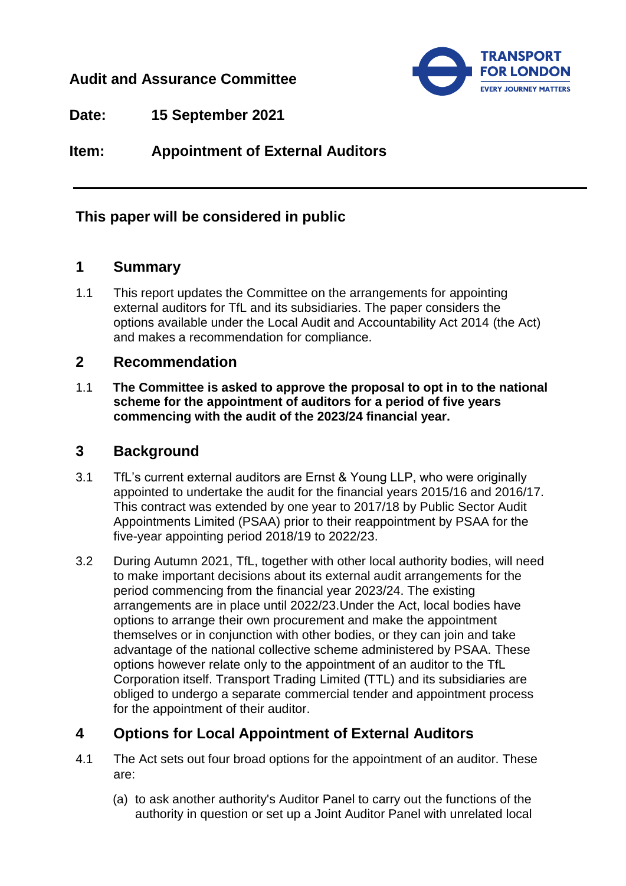**Audit and Assurance Committee**

**Date:** 15 September 2021

**Item:** Appointment of External Auditors

---

## This paper will be considered in public

## 1 Summary

1.1 This report updates the Committee on the arrangements for appointing external auditors for TfL and its subsidiaries. The paper considers the options available under the Local Audit and Accountability Act 2014 (the Act) and makes a recommendation for compliance.

## 2 Recommendation

1.1 **The Committee is asked to approve the proposal to opt in to the national scheme for the appointment of auditors for a period of five years commencing with the audit of the 2023/24 financial year.**

## 3 Background

3.1 TfL's current external auditors are Ernst & Young LLP, who were originally appointed to undertake the audit for the financial years 2015/16 and 2016/17. This contract was extended by one year to 2017/18 by Public Sector Audit Appointments Limited (PSAA) prior to their reappointment by PSAA for the five-year appointing period 2018/19 to 2022/23.

3.2 During Autumn 2021, TfL, together with other local authority bodies, will need to make important decisions about its external audit arrangements for the period commencing from the financial year 2023/24. The existing arrangements are in place until 2022/23.Under the Act, local bodies have options to arrange their own procurement and make the appointment themselves or in conjunction with other bodies, or they can join and take advantage of the national collective scheme administered by PSAA. These options however relate only to the appointment of an auditor to the TfL Corporation itself. Transport Trading Limited (TTL) and its subsidiaries are obliged to undergo a separate commercial tender and appointment process for the appointment of their auditor.

## 4 Options for Local Appointment of External Auditors

4.1 The Act sets out four broad options for the appointment of an auditor. These are:

(a) to ask another authority's Auditor Panel to carry out the functions of the authority in question or set up a Joint Auditor Panel with unrelated local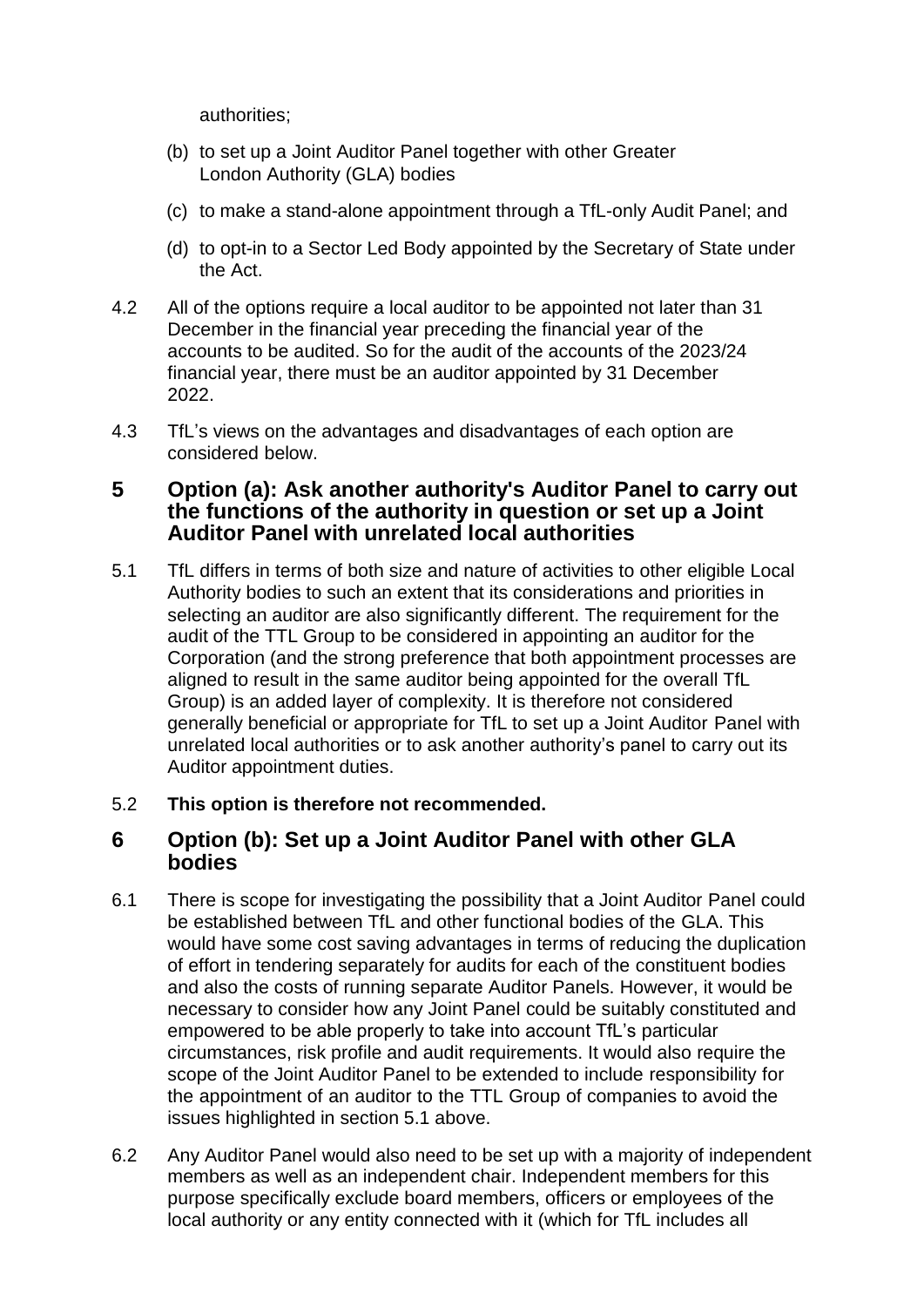authorities;

(b) to set up a Joint Auditor Panel together with other Greater London Authority (GLA) bodies

(c) to make a stand-alone appointment through a TfL-only Audit Panel; and

(d) to opt-in to a Sector Led Body appointed by the Secretary of State under the Act.

4.2 All of the options require a local auditor to be appointed not later than 31 December in the financial year preceding the financial year of the accounts to be audited. So for the audit of the accounts of the 2023/24 financial year, there must be an auditor appointed by 31 December 2022.

4.3 TfL's views on the advantages and disadvantages of each option are considered below.

## 5 Option (a): Ask another authority's Auditor Panel to carry out the functions of the authority in question or set up a Joint Auditor Panel with unrelated local authorities

5.1 TfL differs in terms of both size and nature of activities to other eligible Local Authority bodies to such an extent that its considerations and priorities in selecting an auditor are also significantly different. The requirement for the audit of the TTL Group to be considered in appointing an auditor for the Corporation (and the strong preference that both appointment processes are aligned to result in the same auditor being appointed for the overall TfL Group) is an added layer of complexity. It is therefore not considered generally beneficial or appropriate for TfL to set up a Joint Auditor Panel with unrelated local authorities or to ask another authority's panel to carry out its Auditor appointment duties.

5.2 **This option is therefore not recommended.**

## 6 Option (b): Set up a Joint Auditor Panel with other GLA bodies

6.1 There is scope for investigating the possibility that a Joint Auditor Panel could be established between TfL and other functional bodies of the GLA. This would have some cost saving advantages in terms of reducing the duplication of effort in tendering separately for audits for each of the constituent bodies and also the costs of running separate Auditor Panels. However, it would be necessary to consider how any Joint Panel could be suitably constituted and empowered to be able properly to take into account TfL's particular circumstances, risk profile and audit requirements. It would also require the scope of the Joint Auditor Panel to be extended to include responsibility for the appointment of an auditor to the TTL Group of companies to avoid the issues highlighted in section 5.1 above.

6.2 Any Auditor Panel would also need to be set up with a majority of independent members as well as an independent chair. Independent members for this purpose specifically exclude board members, officers or employees of the local authority or any entity connected with it (which for TfL includes all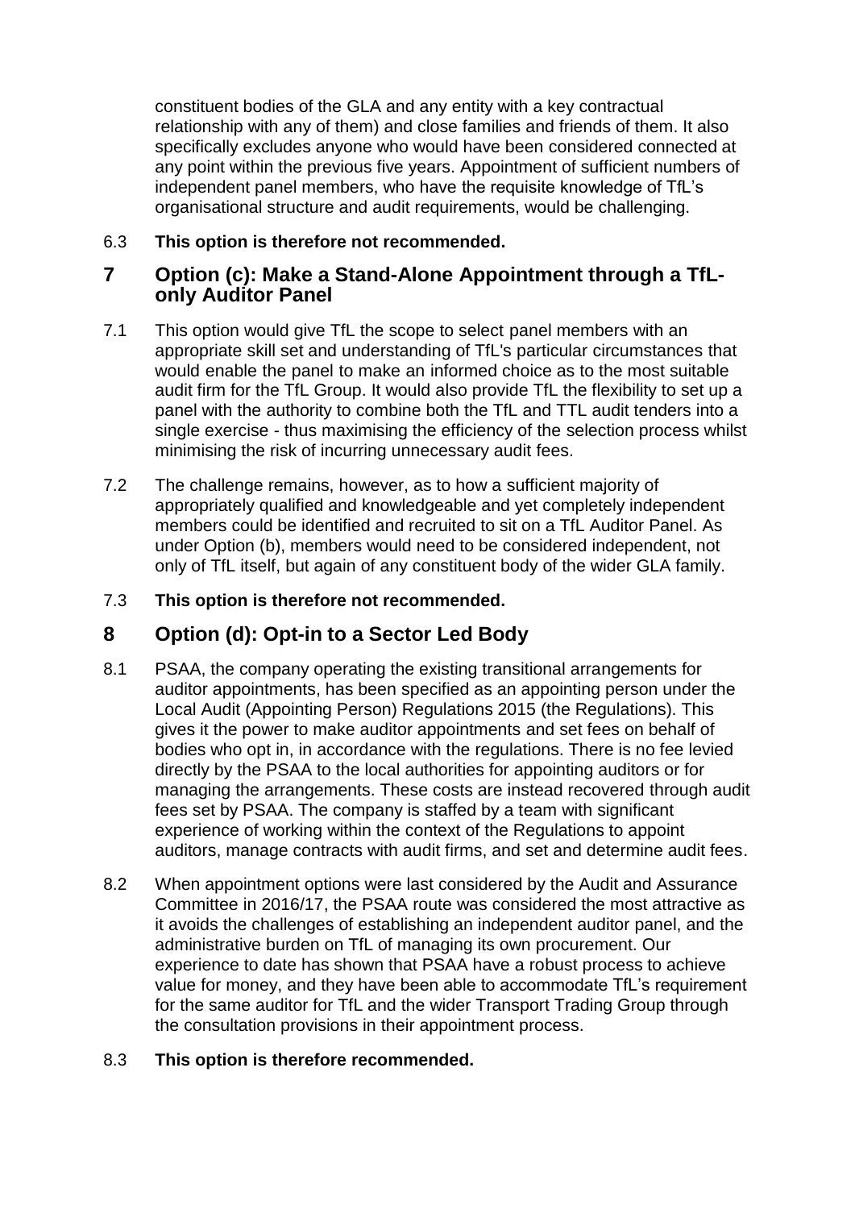constituent bodies of the GLA and any entity with a key contractual relationship with any of them) and close families and friends of them. It also specifically excludes anyone who would have been considered connected at any point within the previous five years. Appointment of sufficient numbers of independent panel members, who have the requisite knowledge of TfL's organisational structure and audit requirements, would be challenging.

6.3 **This option is therefore not recommended.**

## 7 Option (c): Make a Stand-Alone Appointment through a TfL-only Auditor Panel

7.1 This option would give TfL the scope to select panel members with an appropriate skill set and understanding of TfL's particular circumstances that would enable the panel to make an informed choice as to the most suitable audit firm for the TfL Group. It would also provide TfL the flexibility to set up a panel with the authority to combine both the TfL and TTL audit tenders into a single exercise - thus maximising the efficiency of the selection process whilst minimising the risk of incurring unnecessary audit fees.

7.2 The challenge remains, however, as to how a sufficient majority of appropriately qualified and knowledgeable and yet completely independent members could be identified and recruited to sit on a TfL Auditor Panel. As under Option (b), members would need to be considered independent, not only of TfL itself, but again of any constituent body of the wider GLA family.

7.3 **This option is therefore not recommended.**

## 8 Option (d): Opt-in to a Sector Led Body

8.1 PSAA, the company operating the existing transitional arrangements for auditor appointments, has been specified as an appointing person under the Local Audit (Appointing Person) Regulations 2015 (the Regulations). This gives it the power to make auditor appointments and set fees on behalf of bodies who opt in, in accordance with the regulations. There is no fee levied directly by the PSAA to the local authorities for appointing auditors or for managing the arrangements. These costs are instead recovered through audit fees set by PSAA. The company is staffed by a team with significant experience of working within the context of the Regulations to appoint auditors, manage contracts with audit firms, and set and determine audit fees.

8.2 When appointment options were last considered by the Audit and Assurance Committee in 2016/17, the PSAA route was considered the most attractive as it avoids the challenges of establishing an independent auditor panel, and the administrative burden on TfL of managing its own procurement. Our experience to date has shown that PSAA have a robust process to achieve value for money, and they have been able to accommodate TfL's requirement for the same auditor for TfL and the wider Transport Trading Group through the consultation provisions in their appointment process.

8.3 **This option is therefore recommended.**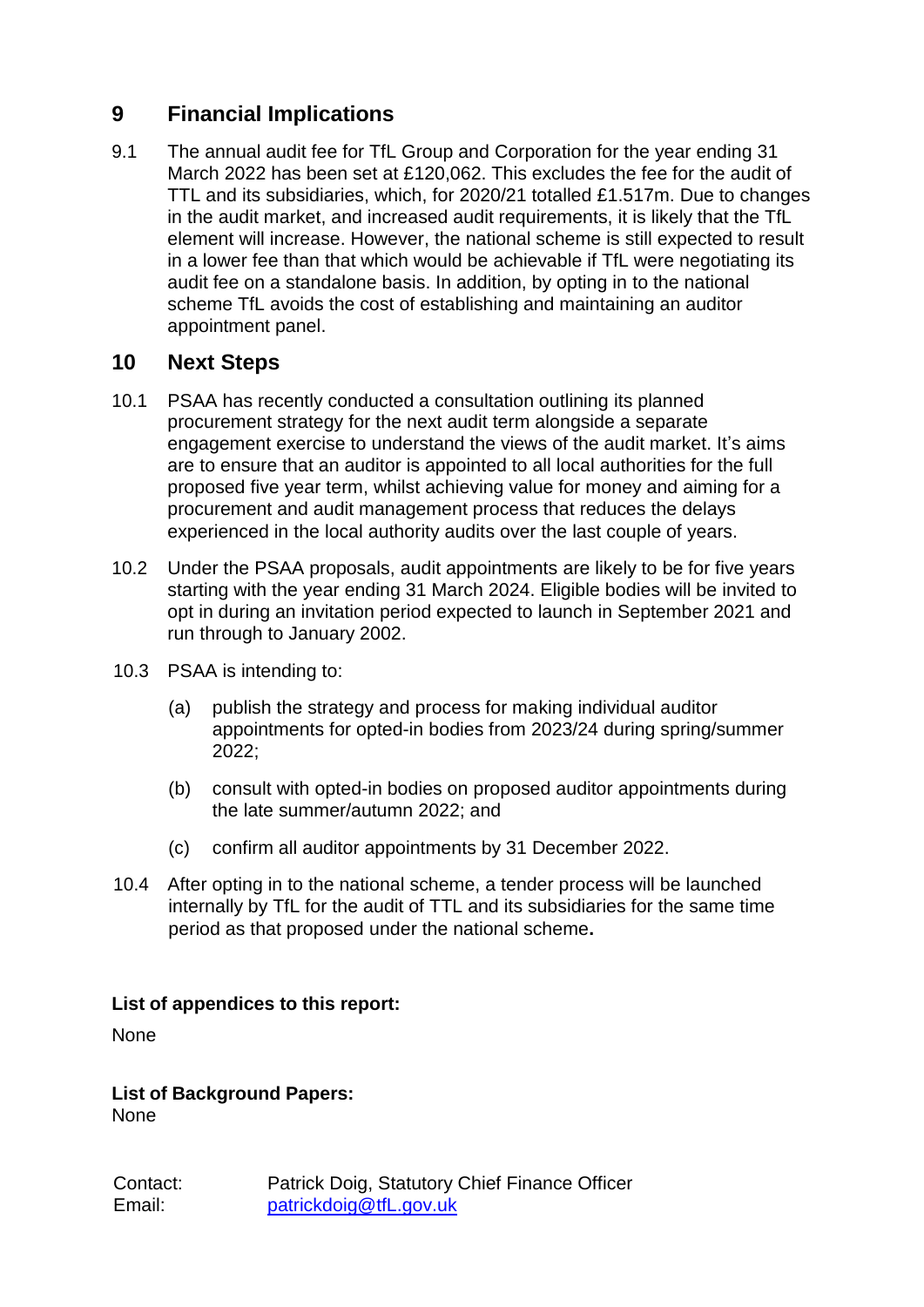## 9 Financial Implications

9.1 The annual audit fee for TfL Group and Corporation for the year ending 31 March 2022 has been set at £120,062. This excludes the fee for the audit of TTL and its subsidiaries, which, for 2020/21 totalled £1.517m. Due to changes in the audit market, and increased audit requirements, it is likely that the TfL element will increase. However, the national scheme is still expected to result in a lower fee than that which would be achievable if TfL were negotiating its audit fee on a standalone basis. In addition, by opting in to the national scheme TfL avoids the cost of establishing and maintaining an auditor appointment panel.

## 10 Next Steps

10.1 PSAA has recently conducted a consultation outlining its planned procurement strategy for the next audit term alongside a separate engagement exercise to understand the views of the audit market. It's aims are to ensure that an auditor is appointed to all local authorities for the full proposed five year term, whilst achieving value for money and aiming for a procurement and audit management process that reduces the delays experienced in the local authority audits over the last couple of years.

10.2 Under the PSAA proposals, audit appointments are likely to be for five years starting with the year ending 31 March 2024. Eligible bodies will be invited to opt in during an invitation period expected to launch in September 2021 and run through to January 2002.

10.3 PSAA is intending to:

(a) publish the strategy and process for making individual auditor appointments for opted-in bodies from 2023/24 during spring/summer 2022;

(b) consult with opted-in bodies on proposed auditor appointments during the late summer/autumn 2022; and

(c) confirm all auditor appointments by 31 December 2022.

10.4 After opting in to the national scheme, a tender process will be launched internally by TfL for the audit of TTL and its subsidiaries for the same time period as that proposed under the national scheme**.**

**List of appendices to this report:**

None

**List of Background Papers:**

None

Contact: Patrick Doig, Statutory Chief Finance Officer
Email: patrickdoig@tfL.gov.uk